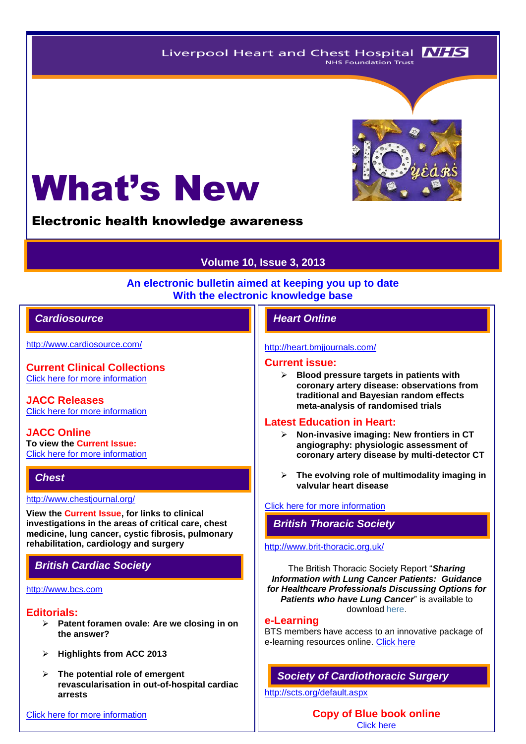Liverpool Heart and Chest Hospital NHS Foundation Trust

# What's New

## Electronic health knowledge awareness

**Volume 10, Issue 3, 2013**

**An electronic bulletin aimed at keeping you up to date With the electronic knowledge base**

## *Cardiosource*

http://www.cardiosource.com/

### Current Clinical Collections

Click here for more information

### JACC Releases

Click here for more information

### JACC Online

**To view the Current Issue:**
Click here for more information

## *Chest*

http://www.chestjournal.org/

**View the Current Issue, for links to clinical investigations in the areas of critical care, chest medicine, lung cancer, cystic fibrosis, pulmonary rehabilitation, cardiology and surgery**

## *British Cardiac Society*

http://www.bcs.com

### Editorials:

- **Patent foramen ovale: Are we closing in on the answer?**
- **Highlights from ACC 2013**
- **The potential role of emergent revascularisation in out-of-hospital cardiac arrests**

Click here for more information

## *Heart Online*

http://heart.bmjjournals.com/

### Current issue:

- **Blood pressure targets in patients with coronary artery disease: observations from traditional and Bayesian random effects meta-analysis of randomised trials**

### Latest Education in Heart:

- **Non-invasive imaging: New frontiers in CT angiography: physiologic assessment of coronary artery disease by multi-detector CT**
- **The evolving role of multimodality imaging in valvular heart disease**

Click here for more information

## *British Thoracic Society*

http://www.brit-thoracic.org.uk/

The British Thoracic Society Report "***Sharing Information with Lung Cancer Patients: Guidance for Healthcare Professionals Discussing Options for Patients who have Lung Cancer***" is available to download here.

### e-Learning

BTS members have access to an innovative package of e-learning resources online. Click here

## *Society of Cardiothoracic Surgery*

http://scts.org/default.aspx

### Copy of Blue book online

Click here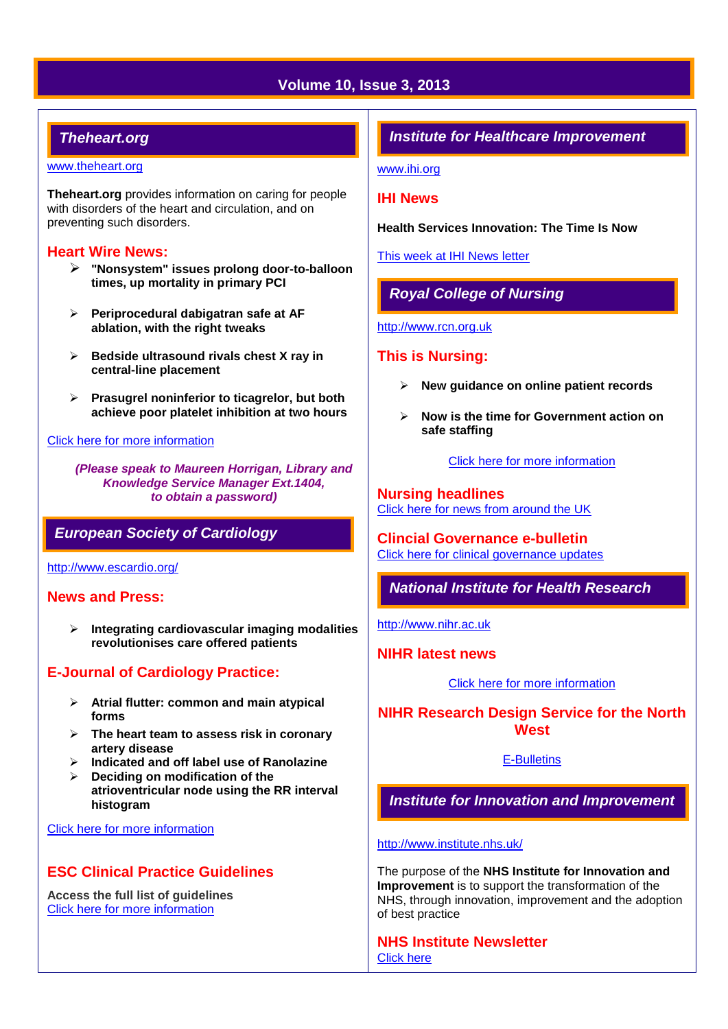## Theheart.org

www.theheart.org

**Theheart.org** provides information on caring for people with disorders of the heart and circulation, and on preventing such disorders.

### Heart Wire News:

- **"Nonsystem" issues prolong door-to-balloon times, up mortality in primary PCI**
- **Periprocedural dabigatran safe at AF ablation, with the right tweaks**
- **Bedside ultrasound rivals chest X ray in central-line placement**
- **Prasugrel noninferior to ticagrelor, but both achieve poor platelet inhibition at two hours**

Click here for more information

***(Please speak to Maureen Horrigan, Library and Knowledge Service Manager Ext.1404, to obtain a password)***

## European Society of Cardiology

http://www.escardio.org/

### News and Press:

- **Integrating cardiovascular imaging modalities revolutionises care offered patients**

### E-Journal of Cardiology Practice:

- **Atrial flutter: common and main atypical forms**
- **The heart team to assess risk in coronary artery disease**
- **Indicated and off label use of Ranolazine**
- **Deciding on modification of the atrioventricular node using the RR interval histogram**

Click here for more information

### ESC Clinical Practice Guidelines

**Access the full list of guidelines**
Click here for more information

## Institute for Healthcare Improvement

www.ihi.org

### IHI News

**Health Services Innovation: The Time Is Now**

This week at IHI News letter

## Royal College of Nursing

http://www.rcn.org.uk

### This is Nursing:

- **New guidance on online patient records**
- **Now is the time for Government action on safe staffing**

Click here for more information

### Nursing headlines

Click here for news from around the UK

### Clincial Governance e-bulletin

Click here for clinical governance updates

## National Institute for Health Research

http://www.nihr.ac.uk

### NIHR latest news

Click here for more information

### NIHR Research Design Service for the North West

E-Bulletins

## Institute for Innovation and Improvement

http://www.institute.nhs.uk/

The purpose of the **NHS Institute for Innovation and Improvement** is to support the transformation of the NHS, through innovation, improvement and the adoption of best practice

### NHS Institute Newsletter

Click here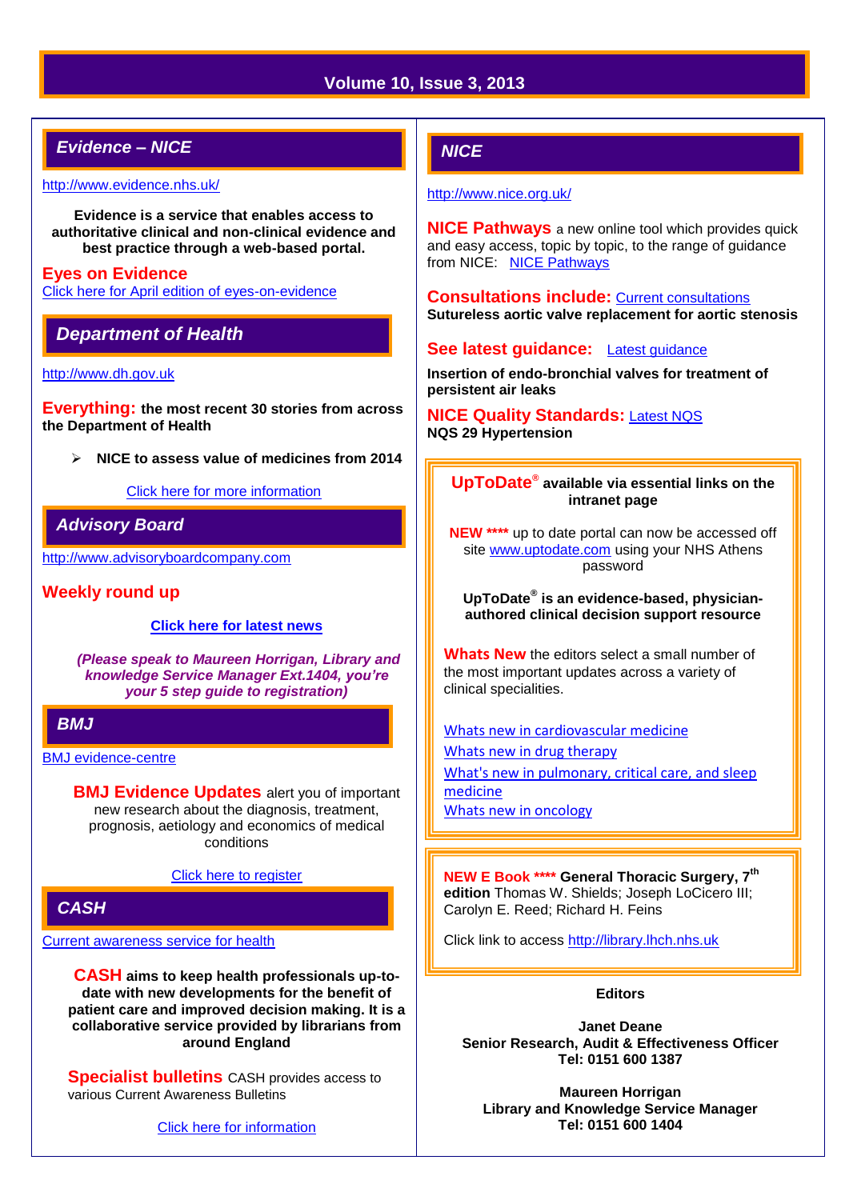# Volume 10, Issue 3, 2013

## Evidence – NICE

http://www.evidence.nhs.uk/

**Evidence is a service that enables access to authoritative clinical and non-clinical evidence and best practice through a web-based portal.**

**Eyes on Evidence**
Click here for April edition of eyes-on-evidence

## Department of Health

http://www.dh.gov.uk

**Everything:** **the most recent 30 stories from across the Department of Health**

- **NICE to assess value of medicines from 2014**

Click here for more information

## Advisory Board

http://www.advisoryboardcompany.com

**Weekly round up**

**Click here for latest news**

***(Please speak to Maureen Horrigan, Library and knowledge Service Manager Ext.1404, you're your 5 step guide to registration)***

## BMJ

BMJ evidence-centre

**BMJ Evidence Updates** alert you of important new research about the diagnosis, treatment, prognosis, aetiology and economics of medical conditions

Click here to register

## CASH

Current awareness service for health

**CASH** **aims to keep health professionals up-to-date with new developments for the benefit of patient care and improved decision making. It is a collaborative service provided by librarians from around England**

**Specialist bulletins** CASH provides access to various Current Awareness Bulletins

Click here for information

## NICE

http://www.nice.org.uk/

**NICE Pathways** a new online tool which provides quick and easy access, topic by topic, to the range of guidance from NICE: NICE Pathways

**Consultations include:** Current consultations
**Sutureless aortic valve replacement for aortic stenosis**

**See latest guidance:** Latest guidance

**Insertion of endo-bronchial valves for treatment of persistent air leaks**

**NICE Quality Standards:** Latest NQS
**NQS 29 Hypertension**

**UpToDate®** **available via essential links on the intranet page**

**NEW \*\*\*\*** up to date portal can now be accessed off site www.uptodate.com using your NHS Athens password

**UpToDate® is an evidence-based, physician-authored clinical decision support resource**

**Whats New** the editors select a small number of the most important updates across a variety of clinical specialities.

Whats new in cardiovascular medicine
Whats new in drug therapy
What's new in pulmonary, critical care, and sleep medicine
Whats new in oncology

**NEW E Book \*\*\*\*** **General Thoracic Surgery, 7th edition** Thomas W. Shields; Joseph LoCicero III; Carolyn E. Reed; Richard H. Feins

Click link to access http://library.lhch.nhs.uk

**Editors**

**Janet Deane**
**Senior Research, Audit & Effectiveness Officer**
**Tel: 0151 600 1387**

**Maureen Horrigan**
**Library and Knowledge Service Manager**
**Tel: 0151 600 1404**